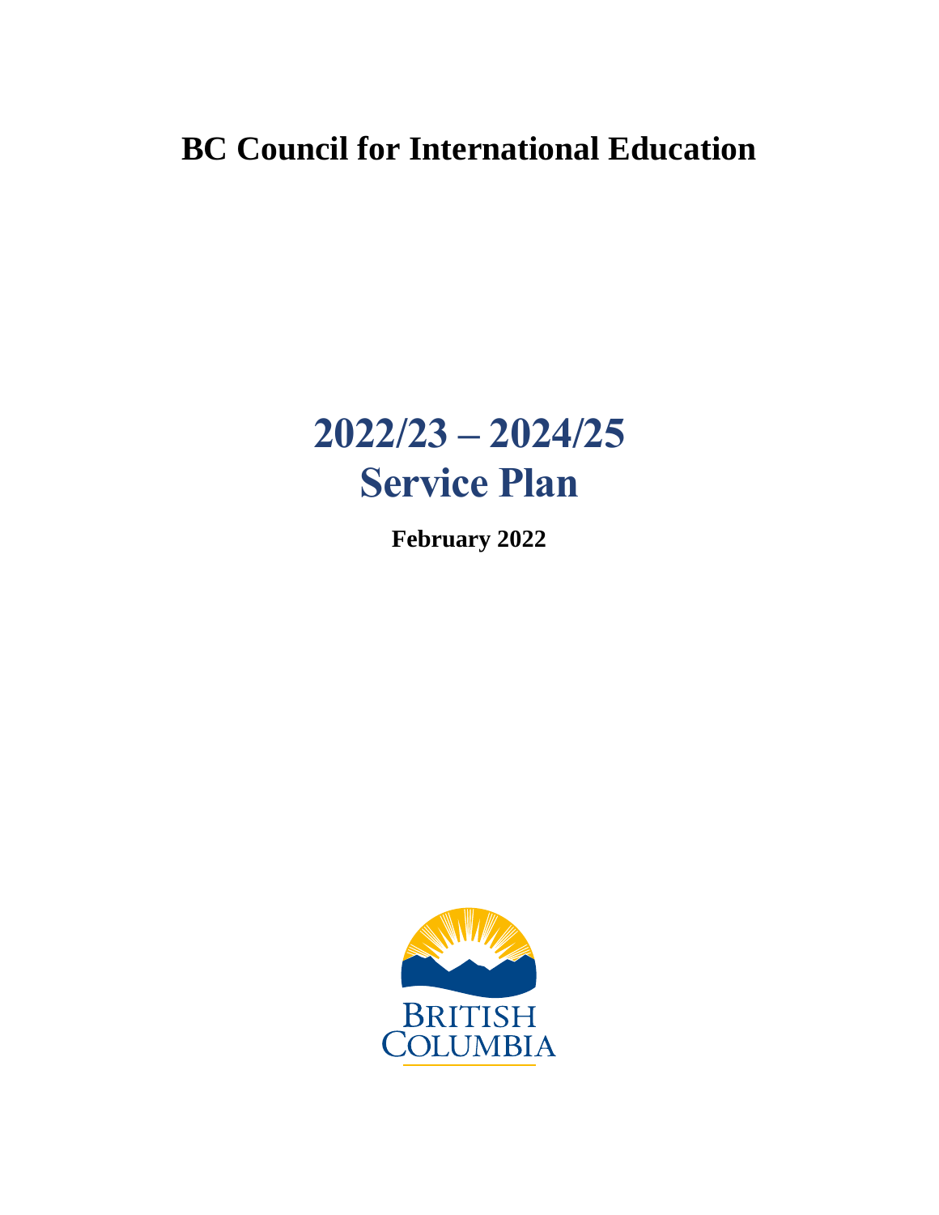# BC Council for International Education

# 2022/23 – 2024/25 Service Plan

**February 2022**

BRITISH COLUMBIA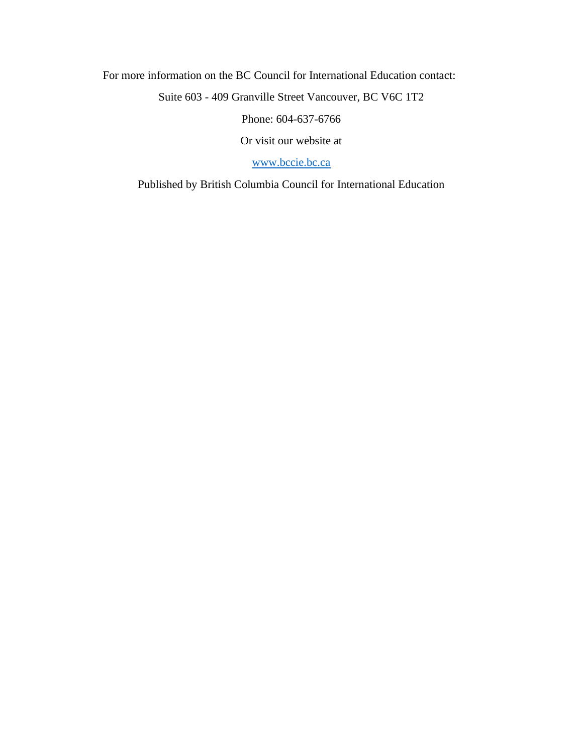For more information on the BC Council for International Education contact:

Suite 603 - 409 Granville Street Vancouver, BC V6C 1T2

Phone: 604-637-6766

Or visit our website at

[www.bccie.bc.ca](http://www.bccie.bc.ca)

Published by British Columbia Council for International Education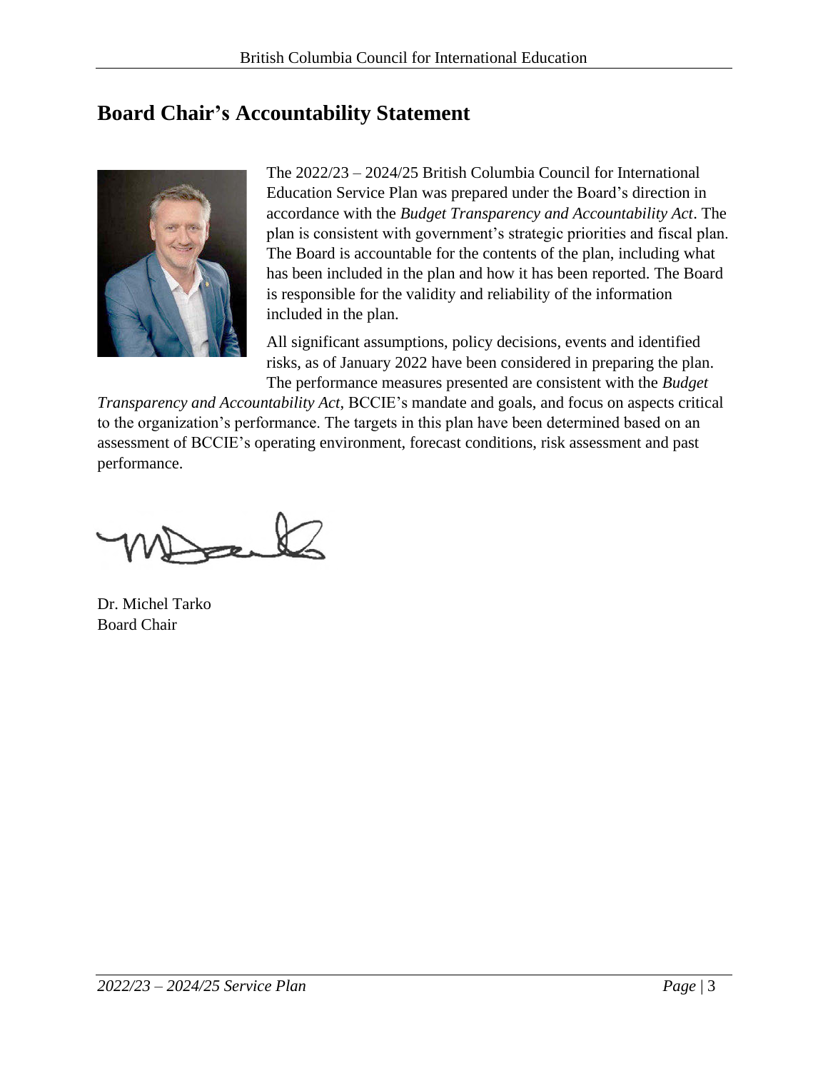# Board Chair's Accountability Statement

The 2022/23 – 2024/25 British Columbia Council for International Education Service Plan was prepared under the Board's direction in accordance with the *Budget Transparency and Accountability Act*. The plan is consistent with government's strategic priorities and fiscal plan. The Board is accountable for the contents of the plan, including what has been included in the plan and how it has been reported. The Board is responsible for the validity and reliability of the information included in the plan.

All significant assumptions, policy decisions, events and identified risks, as of January 2022 have been considered in preparing the plan. The performance measures presented are consistent with the *Budget Transparency and Accountability Act*, BCCIE's mandate and goals, and focus on aspects critical to the organization's performance. The targets in this plan have been determined based on an assessment of BCCIE's operating environment, forecast conditions, risk assessment and past performance.

Dr. Michel Tarko
Board Chair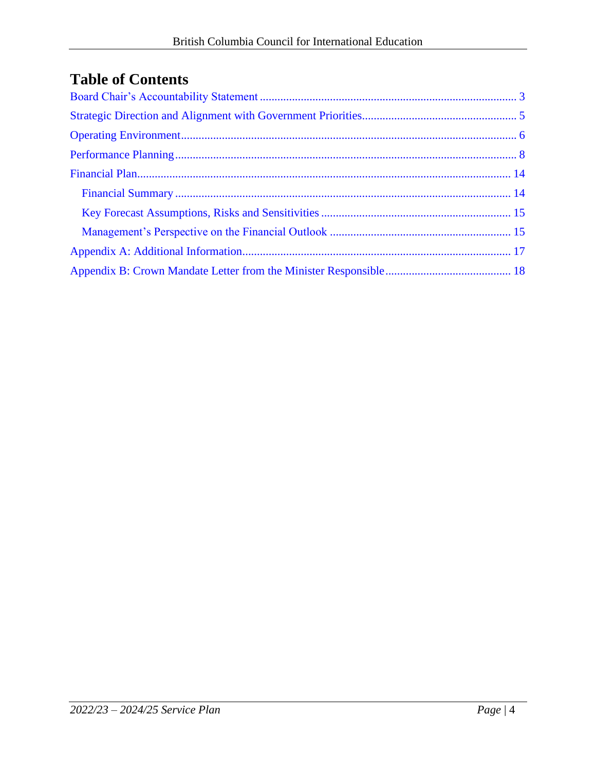# Table of Contents

- Board Chair's Accountability Statement ........ 3
- Strategic Direction and Alignment with Government Priorities ........ 5
- Operating Environment ........ 6
- Performance Planning ........ 8
- Financial Plan ........ 14
  - Financial Summary ........ 14
  - Key Forecast Assumptions, Risks and Sensitivities ........ 15
  - Management's Perspective on the Financial Outlook ........ 15
- Appendix A: Additional Information ........ 17
- Appendix B: Crown Mandate Letter from the Minister Responsible ........ 18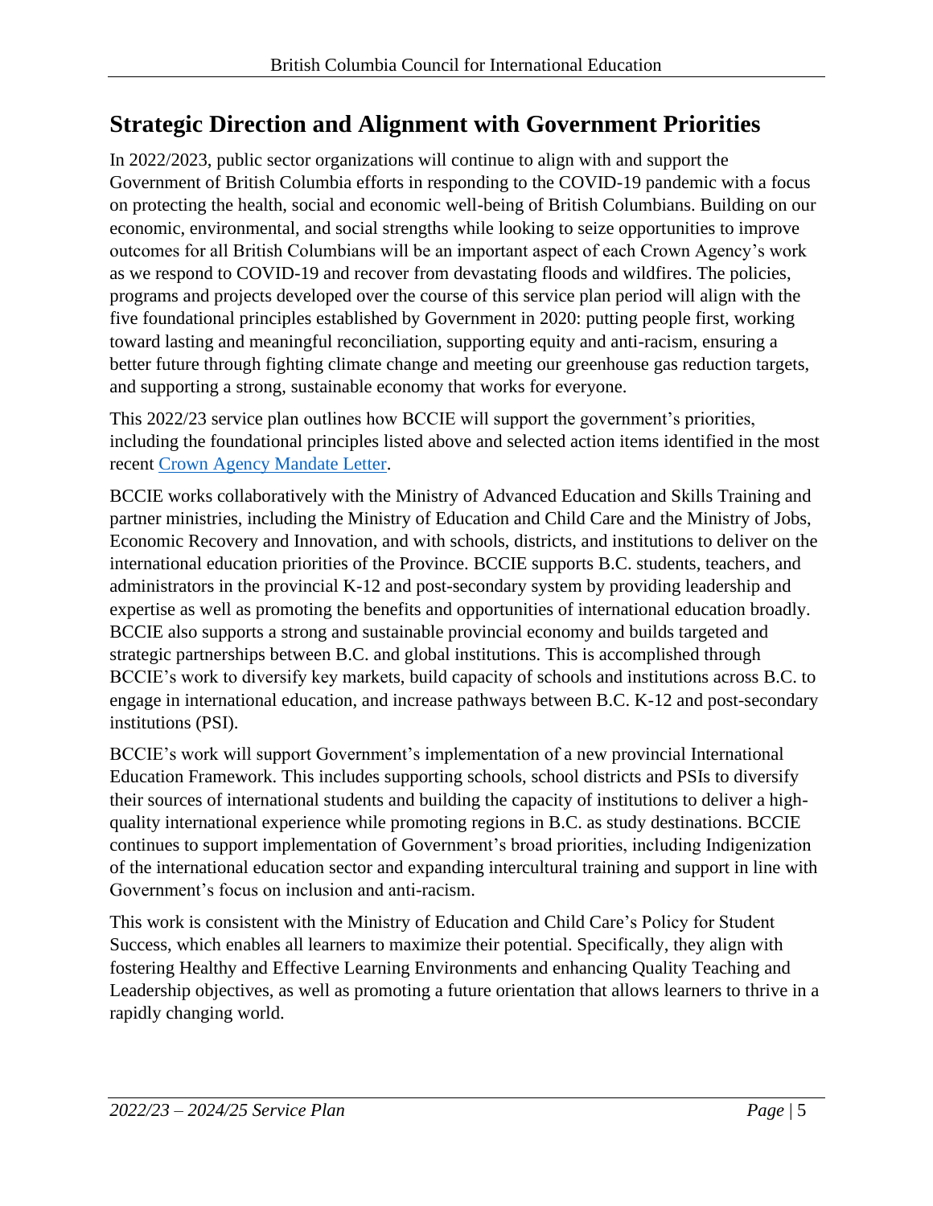## Strategic Direction and Alignment with Government Priorities

In 2022/2023, public sector organizations will continue to align with and support the Government of British Columbia efforts in responding to the COVID-19 pandemic with a focus on protecting the health, social and economic well-being of British Columbians. Building on our economic, environmental, and social strengths while looking to seize opportunities to improve outcomes for all British Columbians will be an important aspect of each Crown Agency's work as we respond to COVID-19 and recover from devastating floods and wildfires. The policies, programs and projects developed over the course of this service plan period will align with the five foundational principles established by Government in 2020: putting people first, working toward lasting and meaningful reconciliation, supporting equity and anti-racism, ensuring a better future through fighting climate change and meeting our greenhouse gas reduction targets, and supporting a strong, sustainable economy that works for everyone.

This 2022/23 service plan outlines how BCCIE will support the government's priorities, including the foundational principles listed above and selected action items identified in the most recent Crown Agency Mandate Letter.

BCCIE works collaboratively with the Ministry of Advanced Education and Skills Training and partner ministries, including the Ministry of Education and Child Care and the Ministry of Jobs, Economic Recovery and Innovation, and with schools, districts, and institutions to deliver on the international education priorities of the Province. BCCIE supports B.C. students, teachers, and administrators in the provincial K-12 and post-secondary system by providing leadership and expertise as well as promoting the benefits and opportunities of international education broadly. BCCIE also supports a strong and sustainable provincial economy and builds targeted and strategic partnerships between B.C. and global institutions. This is accomplished through BCCIE's work to diversify key markets, build capacity of schools and institutions across B.C. to engage in international education, and increase pathways between B.C. K-12 and post-secondary institutions (PSI).

BCCIE's work will support Government's implementation of a new provincial International Education Framework. This includes supporting schools, school districts and PSIs to diversify their sources of international students and building the capacity of institutions to deliver a high-quality international experience while promoting regions in B.C. as study destinations. BCCIE continues to support implementation of Government's broad priorities, including Indigenization of the international education sector and expanding intercultural training and support in line with Government's focus on inclusion and anti-racism.

This work is consistent with the Ministry of Education and Child Care's Policy for Student Success, which enables all learners to maximize their potential. Specifically, they align with fostering Healthy and Effective Learning Environments and enhancing Quality Teaching and Leadership objectives, as well as promoting a future orientation that allows learners to thrive in a rapidly changing world.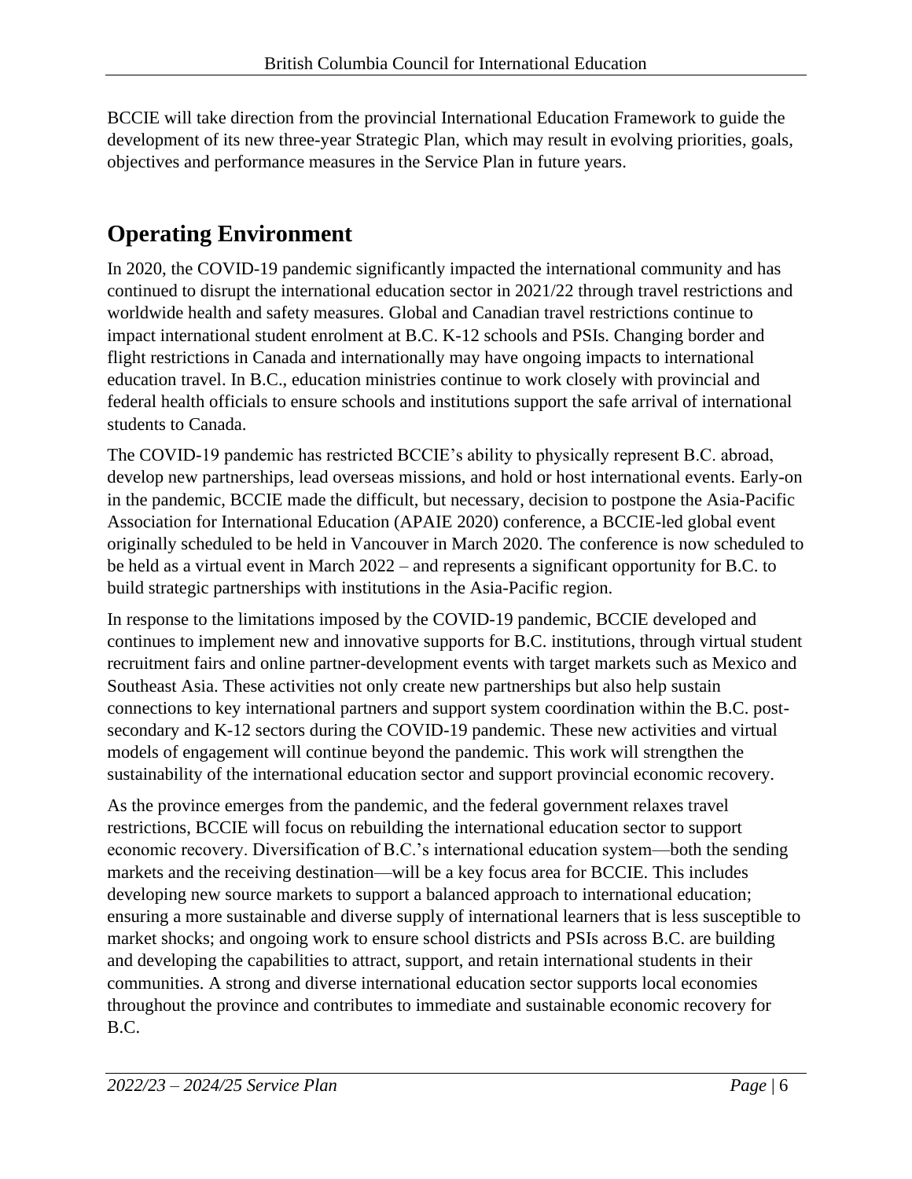BCCIE will take direction from the provincial International Education Framework to guide the development of its new three-year Strategic Plan, which may result in evolving priorities, goals, objectives and performance measures in the Service Plan in future years.

## Operating Environment

In 2020, the COVID-19 pandemic significantly impacted the international community and has continued to disrupt the international education sector in 2021/22 through travel restrictions and worldwide health and safety measures. Global and Canadian travel restrictions continue to impact international student enrolment at B.C. K-12 schools and PSIs. Changing border and flight restrictions in Canada and internationally may have ongoing impacts to international education travel. In B.C., education ministries continue to work closely with provincial and federal health officials to ensure schools and institutions support the safe arrival of international students to Canada.

The COVID-19 pandemic has restricted BCCIE's ability to physically represent B.C. abroad, develop new partnerships, lead overseas missions, and hold or host international events. Early-on in the pandemic, BCCIE made the difficult, but necessary, decision to postpone the Asia-Pacific Association for International Education (APAIE 2020) conference, a BCCIE-led global event originally scheduled to be held in Vancouver in March 2020. The conference is now scheduled to be held as a virtual event in March 2022 – and represents a significant opportunity for B.C. to build strategic partnerships with institutions in the Asia-Pacific region.

In response to the limitations imposed by the COVID-19 pandemic, BCCIE developed and continues to implement new and innovative supports for B.C. institutions, through virtual student recruitment fairs and online partner-development events with target markets such as Mexico and Southeast Asia. These activities not only create new partnerships but also help sustain connections to key international partners and support system coordination within the B.C. post-secondary and K-12 sectors during the COVID-19 pandemic. These new activities and virtual models of engagement will continue beyond the pandemic. This work will strengthen the sustainability of the international education sector and support provincial economic recovery.

As the province emerges from the pandemic, and the federal government relaxes travel restrictions, BCCIE will focus on rebuilding the international education sector to support economic recovery. Diversification of B.C.'s international education system—both the sending markets and the receiving destination—will be a key focus area for BCCIE. This includes developing new source markets to support a balanced approach to international education; ensuring a more sustainable and diverse supply of international learners that is less susceptible to market shocks; and ongoing work to ensure school districts and PSIs across B.C. are building and developing the capabilities to attract, support, and retain international students in their communities. A strong and diverse international education sector supports local economies throughout the province and contributes to immediate and sustainable economic recovery for B.C.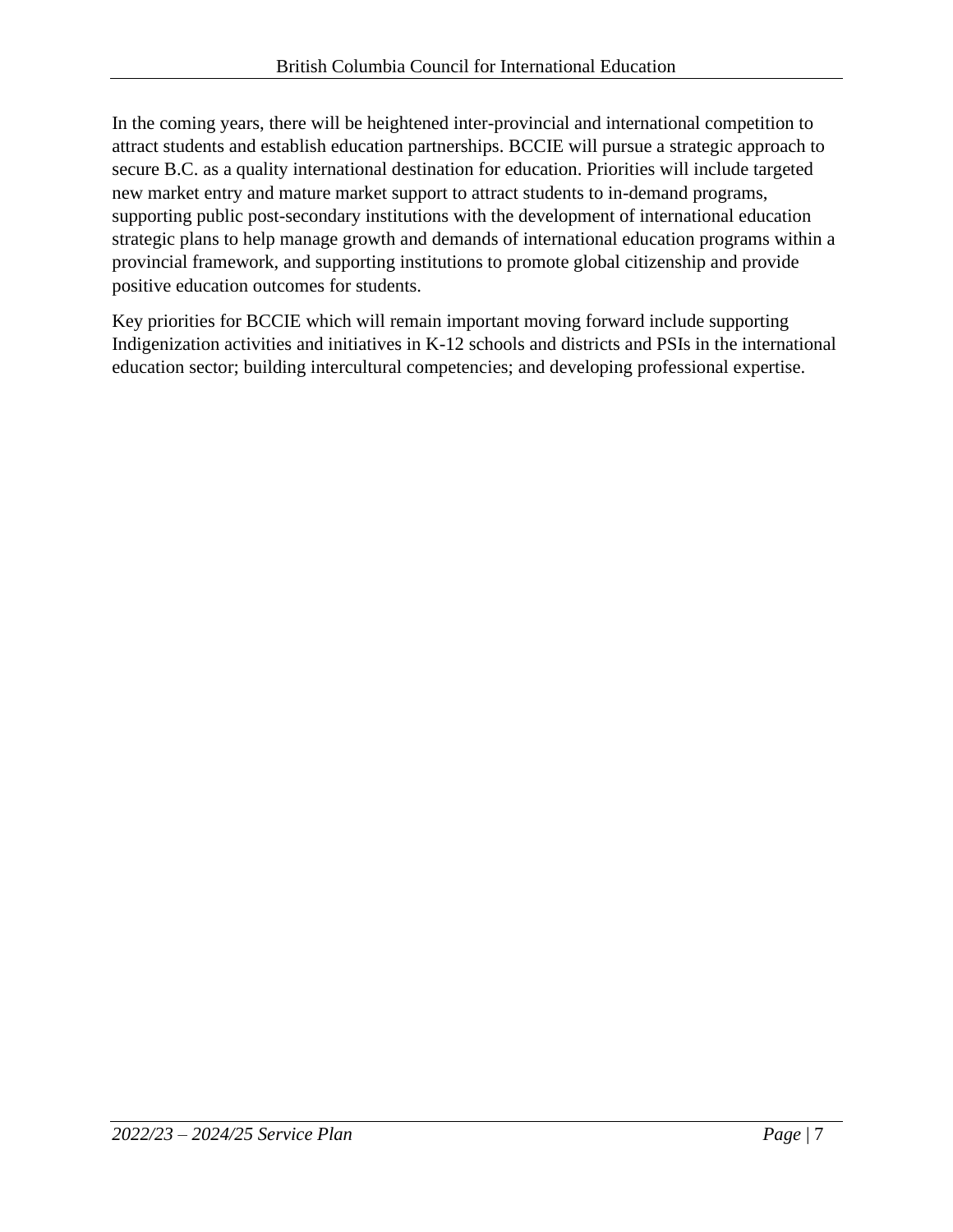In the coming years, there will be heightened inter-provincial and international competition to attract students and establish education partnerships. BCCIE will pursue a strategic approach to secure B.C. as a quality international destination for education. Priorities will include targeted new market entry and mature market support to attract students to in-demand programs, supporting public post-secondary institutions with the development of international education strategic plans to help manage growth and demands of international education programs within a provincial framework, and supporting institutions to promote global citizenship and provide positive education outcomes for students.

Key priorities for BCCIE which will remain important moving forward include supporting Indigenization activities and initiatives in K-12 schools and districts and PSIs in the international education sector; building intercultural competencies; and developing professional expertise.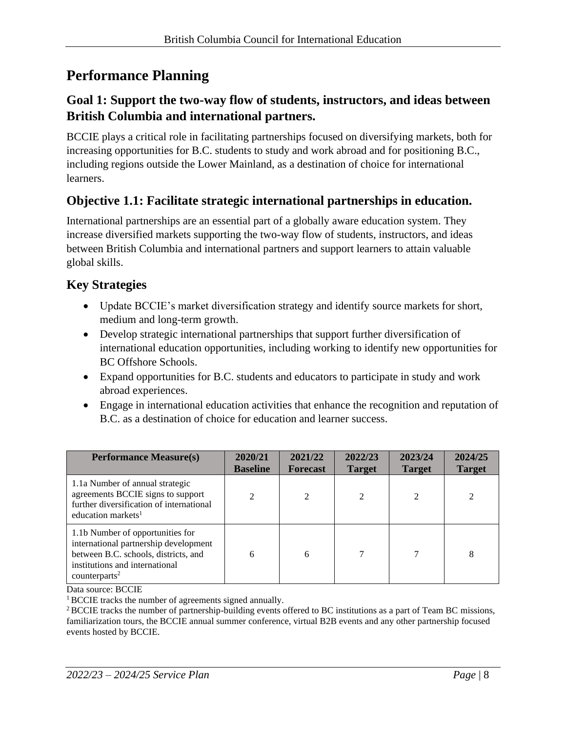# Performance Planning

## Goal 1: Support the two-way flow of students, instructors, and ideas between British Columbia and international partners.

BCCIE plays a critical role in facilitating partnerships focused on diversifying markets, both for increasing opportunities for B.C. students to study and work abroad and for positioning B.C., including regions outside the Lower Mainland, as a destination of choice for international learners.

## Objective 1.1: Facilitate strategic international partnerships in education.

International partnerships are an essential part of a globally aware education system. They increase diversified markets supporting the two-way flow of students, instructors, and ideas between British Columbia and international partners and support learners to attain valuable global skills.

### Key Strategies

- Update BCCIE's market diversification strategy and identify source markets for short, medium and long-term growth.
- Develop strategic international partnerships that support further diversification of international education opportunities, including working to identify new opportunities for BC Offshore Schools.
- Expand opportunities for B.C. students and educators to participate in study and work abroad experiences.
- Engage in international education activities that enhance the recognition and reputation of B.C. as a destination of choice for education and learner success.

| Performance Measure(s) | 2020/21 Baseline | 2021/22 Forecast | 2022/23 Target | 2023/24 Target | 2024/25 Target |
|---|---|---|---|---|---|
| 1.1a Number of annual strategic agreements BCCIE signs to support further diversification of international education markets[1] | 2 | 2 | 2 | 2 | 2 |
| 1.1b Number of opportunities for international partnership development between B.C. schools, districts, and institutions and international counterparts[2] | 6 | 6 | 7 | 7 | 8 |

Data source: BCCIE

[1] BCCIE tracks the number of agreements signed annually.

[2] BCCIE tracks the number of partnership-building events offered to BC institutions as a part of Team BC missions, familiarization tours, the BCCIE annual summer conference, virtual B2B events and any other partnership focused events hosted by BCCIE.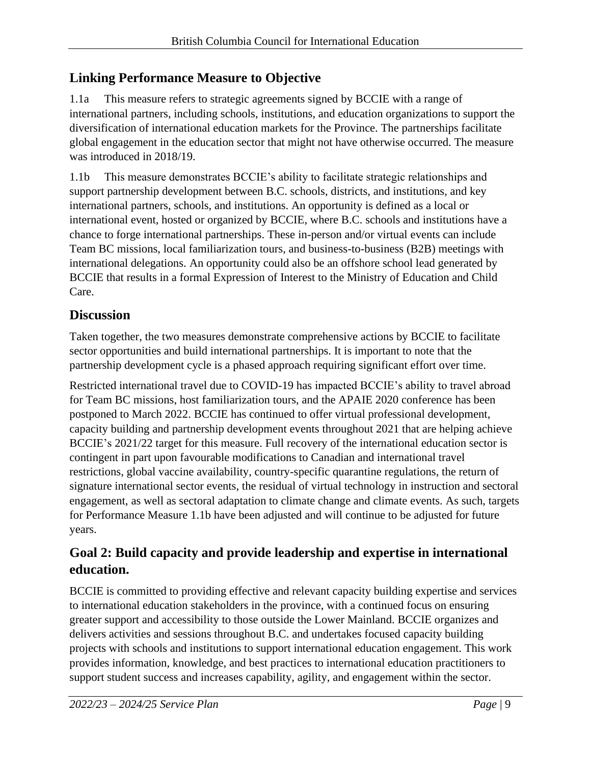## Linking Performance Measure to Objective

1.1a This measure refers to strategic agreements signed by BCCIE with a range of international partners, including schools, institutions, and education organizations to support the diversification of international education markets for the Province. The partnerships facilitate global engagement in the education sector that might not have otherwise occurred. The measure was introduced in 2018/19.

1.1b This measure demonstrates BCCIE's ability to facilitate strategic relationships and support partnership development between B.C. schools, districts, and institutions, and key international partners, schools, and institutions. An opportunity is defined as a local or international event, hosted or organized by BCCIE, where B.C. schools and institutions have a chance to forge international partnerships. These in-person and/or virtual events can include Team BC missions, local familiarization tours, and business-to-business (B2B) meetings with international delegations. An opportunity could also be an offshore school lead generated by BCCIE that results in a formal Expression of Interest to the Ministry of Education and Child Care.

## Discussion

Taken together, the two measures demonstrate comprehensive actions by BCCIE to facilitate sector opportunities and build international partnerships. It is important to note that the partnership development cycle is a phased approach requiring significant effort over time.

Restricted international travel due to COVID-19 has impacted BCCIE's ability to travel abroad for Team BC missions, host familiarization tours, and the APAIE 2020 conference has been postponed to March 2022. BCCIE has continued to offer virtual professional development, capacity building and partnership development events throughout 2021 that are helping achieve BCCIE's 2021/22 target for this measure. Full recovery of the international education sector is contingent in part upon favourable modifications to Canadian and international travel restrictions, global vaccine availability, country-specific quarantine regulations, the return of signature international sector events, the residual of virtual technology in instruction and sectoral engagement, as well as sectoral adaptation to climate change and climate events. As such, targets for Performance Measure 1.1b have been adjusted and will continue to be adjusted for future years.

## Goal 2: Build capacity and provide leadership and expertise in international education.

BCCIE is committed to providing effective and relevant capacity building expertise and services to international education stakeholders in the province, with a continued focus on ensuring greater support and accessibility to those outside the Lower Mainland. BCCIE organizes and delivers activities and sessions throughout B.C. and undertakes focused capacity building projects with schools and institutions to support international education engagement. This work provides information, knowledge, and best practices to international education practitioners to support student success and increases capability, agility, and engagement within the sector.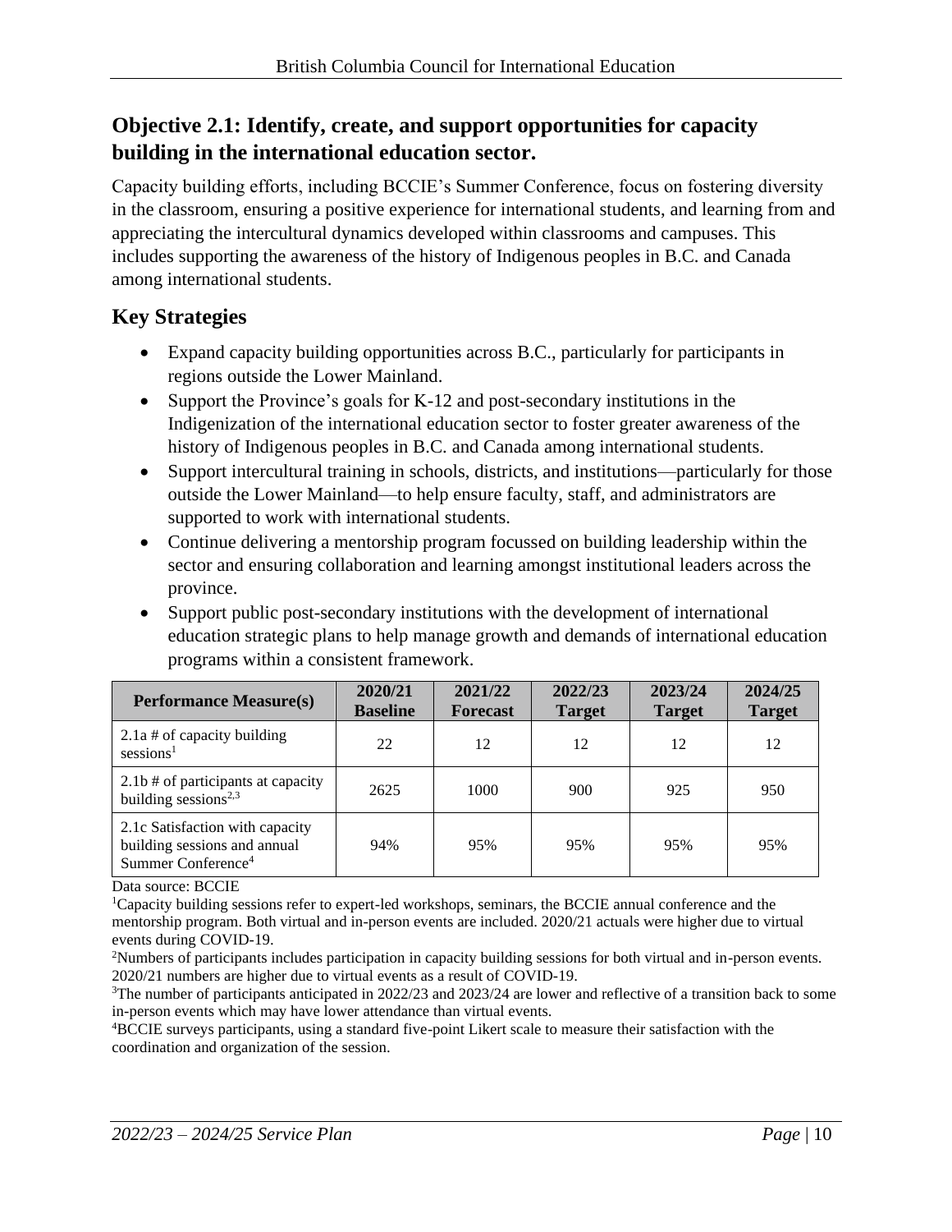## Objective 2.1: Identify, create, and support opportunities for capacity building in the international education sector.

Capacity building efforts, including BCCIE's Summer Conference, focus on fostering diversity in the classroom, ensuring a positive experience for international students, and learning from and appreciating the intercultural dynamics developed within classrooms and campuses. This includes supporting the awareness of the history of Indigenous peoples in B.C. and Canada among international students.

### Key Strategies

- Expand capacity building opportunities across B.C., particularly for participants in regions outside the Lower Mainland.
- Support the Province's goals for K-12 and post-secondary institutions in the Indigenization of the international education sector to foster greater awareness of the history of Indigenous peoples in B.C. and Canada among international students.
- Support intercultural training in schools, districts, and institutions—particularly for those outside the Lower Mainland—to help ensure faculty, staff, and administrators are supported to work with international students.
- Continue delivering a mentorship program focussed on building leadership within the sector and ensuring collaboration and learning amongst institutional leaders across the province.
- Support public post-secondary institutions with the development of international education strategic plans to help manage growth and demands of international education programs within a consistent framework.

| Performance Measure(s) | 2020/21 Baseline | 2021/22 Forecast | 2022/23 Target | 2023/24 Target | 2024/25 Target |
|---|---|---|---|---|---|
| 2.1a # of capacity building sessions[1] | 22 | 12 | 12 | 12 | 12 |
| 2.1b # of participants at capacity building sessions[2,3] | 2625 | 1000 | 900 | 925 | 950 |
| 2.1c Satisfaction with capacity building sessions and annual Summer Conference[4] | 94% | 95% | 95% | 95% | 95% |

Data source: BCCIE

[1]Capacity building sessions refer to expert-led workshops, seminars, the BCCIE annual conference and the mentorship program. Both virtual and in-person events are included. 2020/21 actuals were higher due to virtual events during COVID-19.

[2]Numbers of participants includes participation in capacity building sessions for both virtual and in-person events. 2020/21 numbers are higher due to virtual events as a result of COVID-19.

[3]The number of participants anticipated in 2022/23 and 2023/24 are lower and reflective of a transition back to some in-person events which may have lower attendance than virtual events.

[4]BCCIE surveys participants, using a standard five-point Likert scale to measure their satisfaction with the coordination and organization of the session.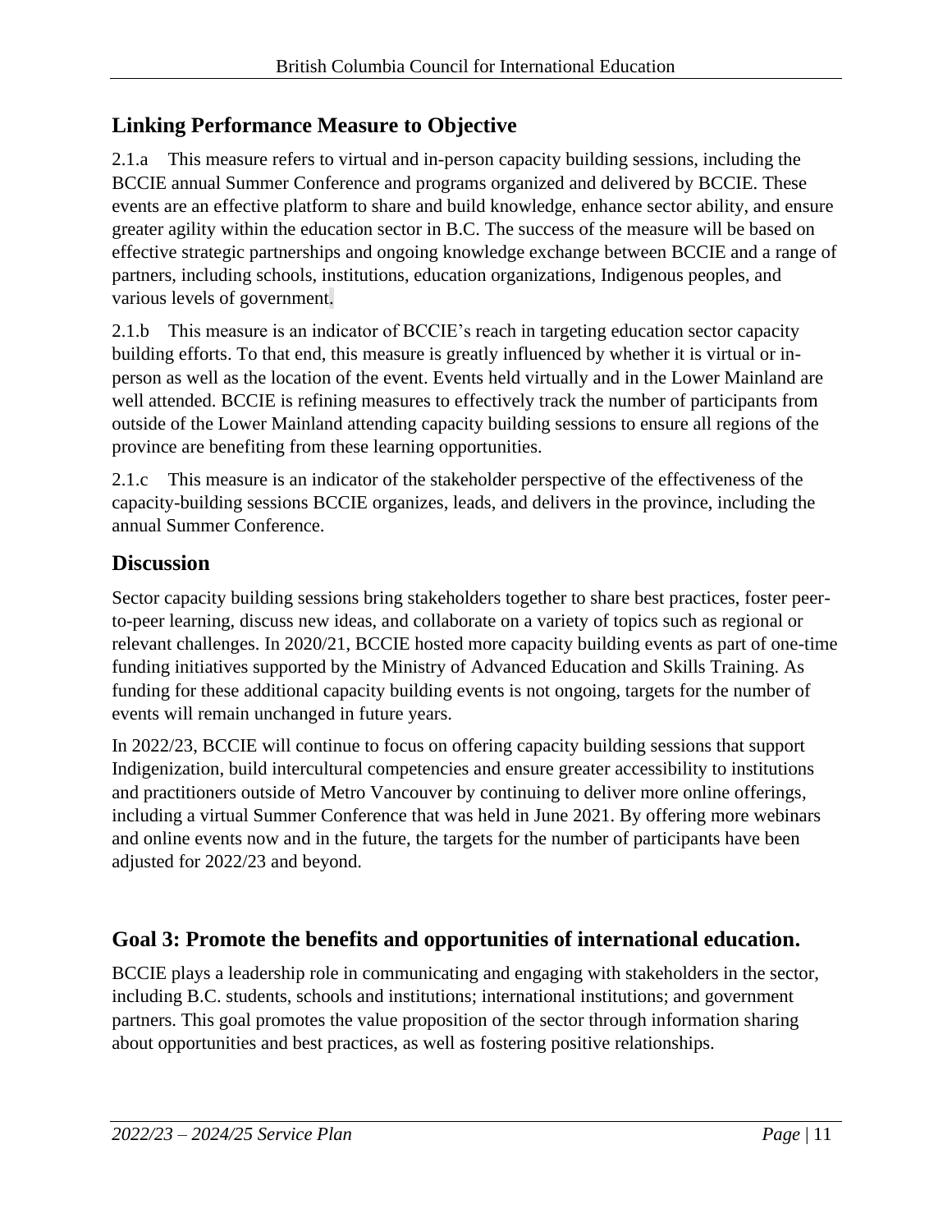## Linking Performance Measure to Objective

2.1.a This measure refers to virtual and in-person capacity building sessions, including the BCCIE annual Summer Conference and programs organized and delivered by BCCIE. These events are an effective platform to share and build knowledge, enhance sector ability, and ensure greater agility within the education sector in B.C. The success of the measure will be based on effective strategic partnerships and ongoing knowledge exchange between BCCIE and a range of partners, including schools, institutions, education organizations, Indigenous peoples, and various levels of government.

2.1.b This measure is an indicator of BCCIE's reach in targeting education sector capacity building efforts. To that end, this measure is greatly influenced by whether it is virtual or in-person as well as the location of the event. Events held virtually and in the Lower Mainland are well attended. BCCIE is refining measures to effectively track the number of participants from outside of the Lower Mainland attending capacity building sessions to ensure all regions of the province are benefiting from these learning opportunities.

2.1.c This measure is an indicator of the stakeholder perspective of the effectiveness of the capacity-building sessions BCCIE organizes, leads, and delivers in the province, including the annual Summer Conference.

## Discussion

Sector capacity building sessions bring stakeholders together to share best practices, foster peer-to-peer learning, discuss new ideas, and collaborate on a variety of topics such as regional or relevant challenges. In 2020/21, BCCIE hosted more capacity building events as part of one-time funding initiatives supported by the Ministry of Advanced Education and Skills Training. As funding for these additional capacity building events is not ongoing, targets for the number of events will remain unchanged in future years.

In 2022/23, BCCIE will continue to focus on offering capacity building sessions that support Indigenization, build intercultural competencies and ensure greater accessibility to institutions and practitioners outside of Metro Vancouver by continuing to deliver more online offerings, including a virtual Summer Conference that was held in June 2021. By offering more webinars and online events now and in the future, the targets for the number of participants have been adjusted for 2022/23 and beyond.

## Goal 3: Promote the benefits and opportunities of international education.

BCCIE plays a leadership role in communicating and engaging with stakeholders in the sector, including B.C. students, schools and institutions; international institutions; and government partners. This goal promotes the value proposition of the sector through information sharing about opportunities and best practices, as well as fostering positive relationships.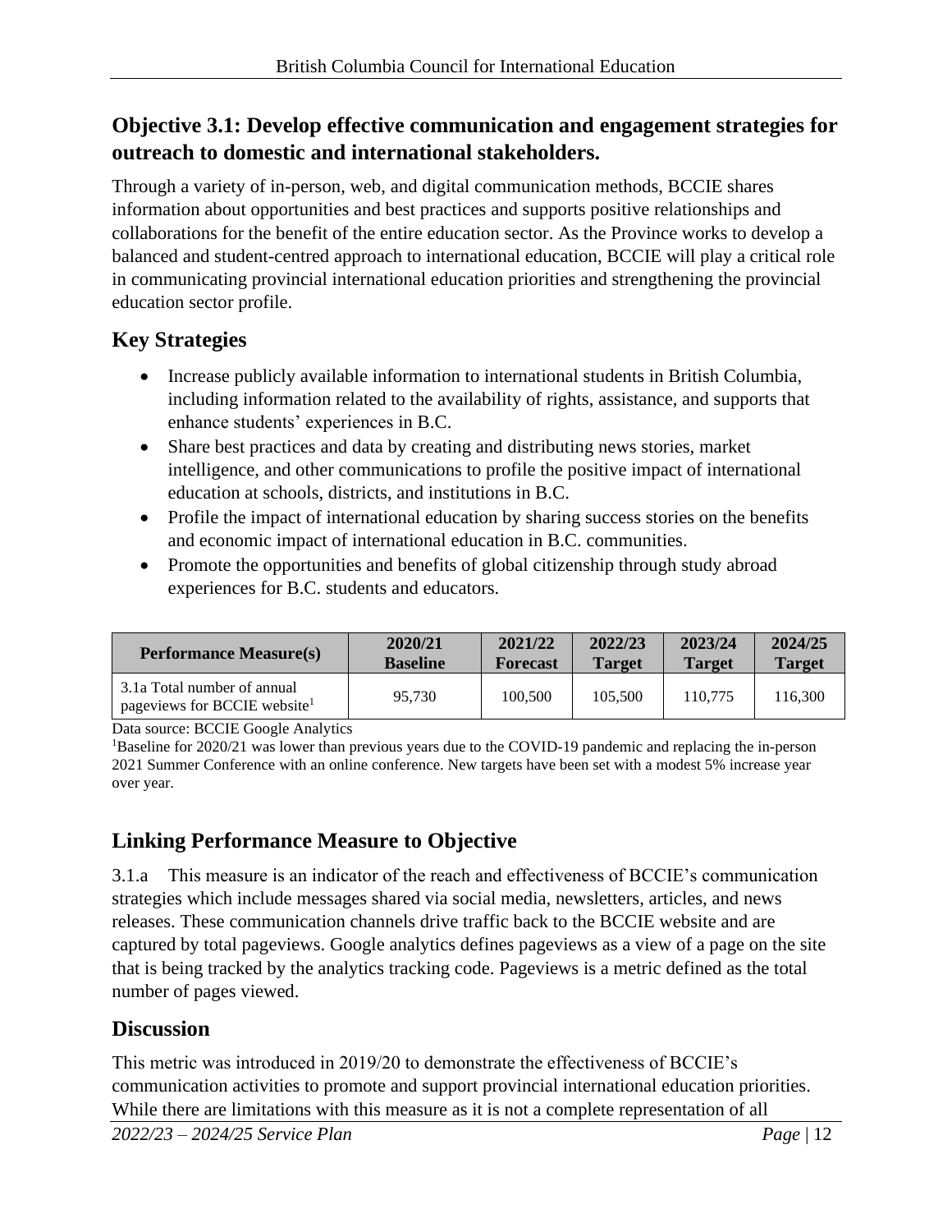## Objective 3.1: Develop effective communication and engagement strategies for outreach to domestic and international stakeholders.

Through a variety of in-person, web, and digital communication methods, BCCIE shares information about opportunities and best practices and supports positive relationships and collaborations for the benefit of the entire education sector. As the Province works to develop a balanced and student-centred approach to international education, BCCIE will play a critical role in communicating provincial international education priorities and strengthening the provincial education sector profile.

### Key Strategies

- Increase publicly available information to international students in British Columbia, including information related to the availability of rights, assistance, and supports that enhance students' experiences in B.C.
- Share best practices and data by creating and distributing news stories, market intelligence, and other communications to profile the positive impact of international education at schools, districts, and institutions in B.C.
- Profile the impact of international education by sharing success stories on the benefits and economic impact of international education in B.C. communities.
- Promote the opportunities and benefits of global citizenship through study abroad experiences for B.C. students and educators.

| Performance Measure(s) | 2020/21 Baseline | 2021/22 Forecast | 2022/23 Target | 2023/24 Target | 2024/25 Target |
|---|---|---|---|---|---|
| 3.1a Total number of annual pageviews for BCCIE website[1] | 95,730 | 100,500 | 105,500 | 110,775 | 116,300 |

Data source: BCCIE Google Analytics

[1]Baseline for 2020/21 was lower than previous years due to the COVID-19 pandemic and replacing the in-person 2021 Summer Conference with an online conference. New targets have been set with a modest 5% increase year over year.

### Linking Performance Measure to Objective

3.1.a This measure is an indicator of the reach and effectiveness of BCCIE's communication strategies which include messages shared via social media, newsletters, articles, and news releases. These communication channels drive traffic back to the BCCIE website and are captured by total pageviews. Google analytics defines pageviews as a view of a page on the site that is being tracked by the analytics tracking code. Pageviews is a metric defined as the total number of pages viewed.

### Discussion

This metric was introduced in 2019/20 to demonstrate the effectiveness of BCCIE's communication activities to promote and support provincial international education priorities. While there are limitations with this measure as it is not a complete representation of all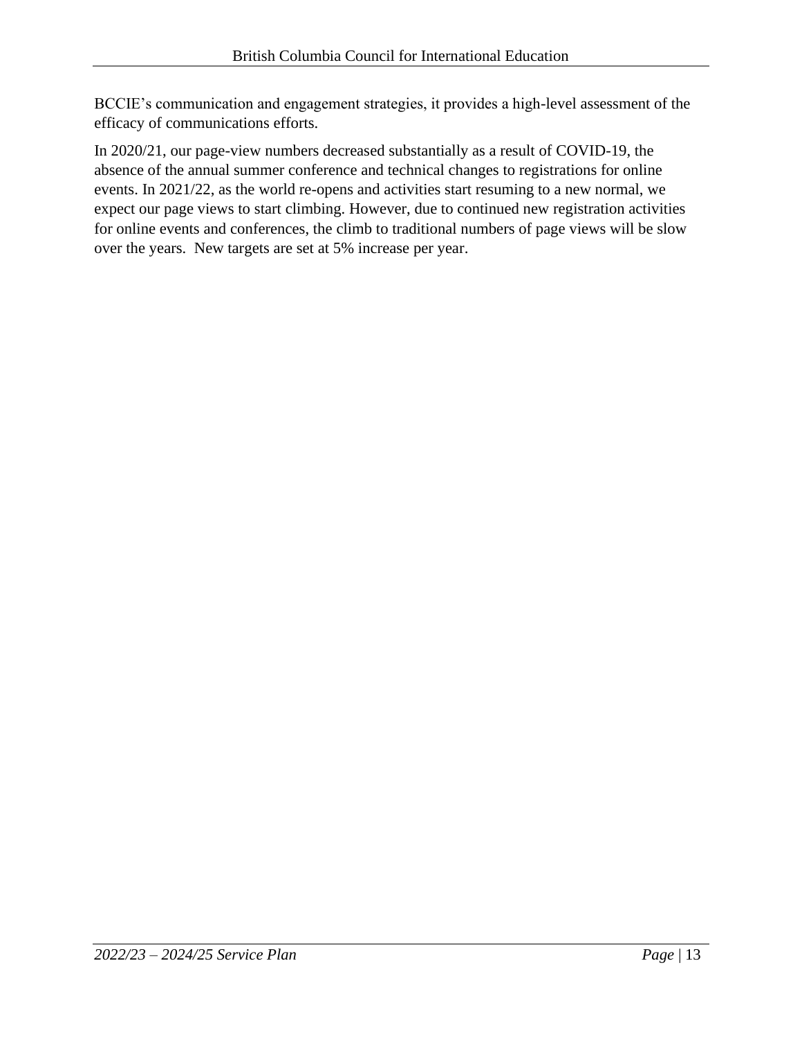BCCIE's communication and engagement strategies, it provides a high-level assessment of the efficacy of communications efforts.

In 2020/21, our page-view numbers decreased substantially as a result of COVID-19, the absence of the annual summer conference and technical changes to registrations for online events. In 2021/22, as the world re-opens and activities start resuming to a new normal, we expect our page views to start climbing. However, due to continued new registration activities for online events and conferences, the climb to traditional numbers of page views will be slow over the years. New targets are set at 5% increase per year.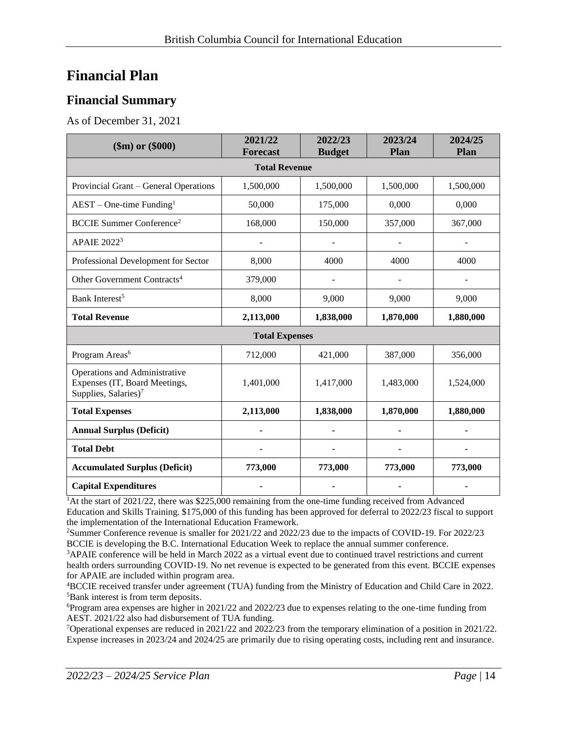# Financial Plan

## Financial Summary

As of December 31, 2021

| ($m) or ($000) | 2021/22 Forecast | 2022/23 Budget | 2023/24 Plan | 2024/25 Plan |
|---|---|---|---|---|
| **Total Revenue** | | | | |
| Provincial Grant – General Operations | 1,500,000 | 1,500,000 | 1,500,000 | 1,500,000 |
| AEST – One-time Funding[1] | 50,000 | 175,000 | 0,000 | 0,000 |
| BCCIE Summer Conference[2] | 168,000 | 150,000 | 357,000 | 367,000 |
| APAIE 2022[3] | - | - | - | - |
| Professional Development for Sector | 8,000 | 4000 | 4000 | 4000 |
| Other Government Contracts[4] | 379,000 | - | - | - |
| Bank Interest[5] | 8,000 | 9,000 | 9,000 | 9,000 |
| **Total Revenue** | **2,113,000** | **1,838,000** | **1,870,000** | **1,880,000** |
| **Total Expenses** | | | | |
| Program Areas[6] | 712,000 | 421,000 | 387,000 | 356,000 |
| Operations and Administrative Expenses (IT, Board Meetings, Supplies, Salaries)[7] | 1,401,000 | 1,417,000 | 1,483,000 | 1,524,000 |
| **Total Expenses** | **2,113,000** | **1,838,000** | **1,870,000** | **1,880,000** |
| **Annual Surplus (Deficit)** | **-** | **-** | **-** | **-** |
| **Total Debt** | **-** | **-** | **-** | **-** |
| **Accumulated Surplus (Deficit)** | **773,000** | **773,000** | **773,000** | **773,000** |
| **Capital Expenditures** | **-** | **-** | **-** | **-** |

[1]At the start of 2021/22, there was $225,000 remaining from the one-time funding received from Advanced Education and Skills Training. $175,000 of this funding has been approved for deferral to 2022/23 fiscal to support the implementation of the International Education Framework.

[2]Summer Conference revenue is smaller for 2021/22 and 2022/23 due to the impacts of COVID-19. For 2022/23 BCCIE is developing the B.C. International Education Week to replace the annual summer conference.

[3]APAIE conference will be held in March 2022 as a virtual event due to continued travel restrictions and current health orders surrounding COVID-19. No net revenue is expected to be generated from this event. BCCIE expenses for APAIE are included within program area.

[4]BCCIE received transfer under agreement (TUA) funding from the Ministry of Education and Child Care in 2022.

[5]Bank interest is from term deposits.

[6]Program area expenses are higher in 2021/22 and 2022/23 due to expenses relating to the one-time funding from AEST. 2021/22 also had disbursement of TUA funding.

[7]Operational expenses are reduced in 2021/22 and 2022/23 from the temporary elimination of a position in 2021/22. Expense increases in 2023/24 and 2024/25 are primarily due to rising operating costs, including rent and insurance.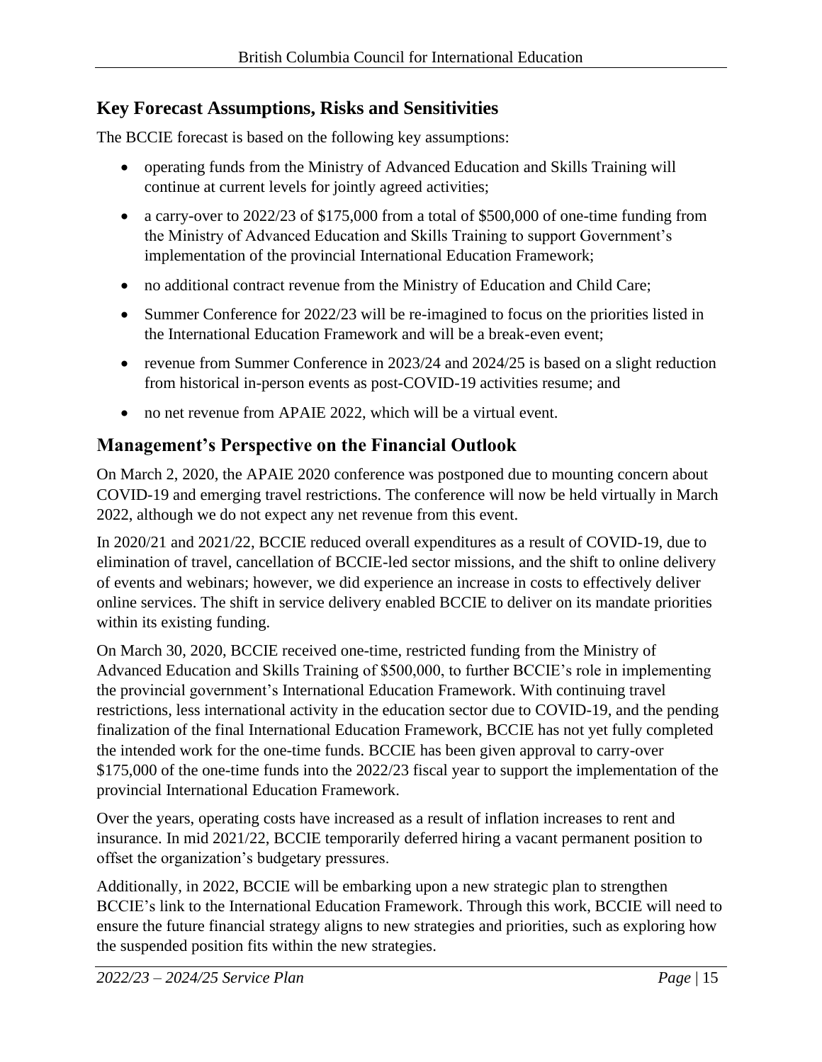## Key Forecast Assumptions, Risks and Sensitivities

The BCCIE forecast is based on the following key assumptions:

- operating funds from the Ministry of Advanced Education and Skills Training will continue at current levels for jointly agreed activities;
- a carry-over to 2022/23 of $175,000 from a total of $500,000 of one-time funding from the Ministry of Advanced Education and Skills Training to support Government's implementation of the provincial International Education Framework;
- no additional contract revenue from the Ministry of Education and Child Care;
- Summer Conference for 2022/23 will be re-imagined to focus on the priorities listed in the International Education Framework and will be a break-even event;
- revenue from Summer Conference in 2023/24 and 2024/25 is based on a slight reduction from historical in-person events as post-COVID-19 activities resume; and
- no net revenue from APAIE 2022, which will be a virtual event.

## Management's Perspective on the Financial Outlook

On March 2, 2020, the APAIE 2020 conference was postponed due to mounting concern about COVID-19 and emerging travel restrictions. The conference will now be held virtually in March 2022, although we do not expect any net revenue from this event.

In 2020/21 and 2021/22, BCCIE reduced overall expenditures as a result of COVID-19, due to elimination of travel, cancellation of BCCIE-led sector missions, and the shift to online delivery of events and webinars; however, we did experience an increase in costs to effectively deliver online services. The shift in service delivery enabled BCCIE to deliver on its mandate priorities within its existing funding.

On March 30, 2020, BCCIE received one-time, restricted funding from the Ministry of Advanced Education and Skills Training of $500,000, to further BCCIE's role in implementing the provincial government's International Education Framework. With continuing travel restrictions, less international activity in the education sector due to COVID-19, and the pending finalization of the final International Education Framework, BCCIE has not yet fully completed the intended work for the one-time funds. BCCIE has been given approval to carry-over $175,000 of the one-time funds into the 2022/23 fiscal year to support the implementation of the provincial International Education Framework.

Over the years, operating costs have increased as a result of inflation increases to rent and insurance. In mid 2021/22, BCCIE temporarily deferred hiring a vacant permanent position to offset the organization's budgetary pressures.

Additionally, in 2022, BCCIE will be embarking upon a new strategic plan to strengthen BCCIE's link to the International Education Framework. Through this work, BCCIE will need to ensure the future financial strategy aligns to new strategies and priorities, such as exploring how the suspended position fits within the new strategies.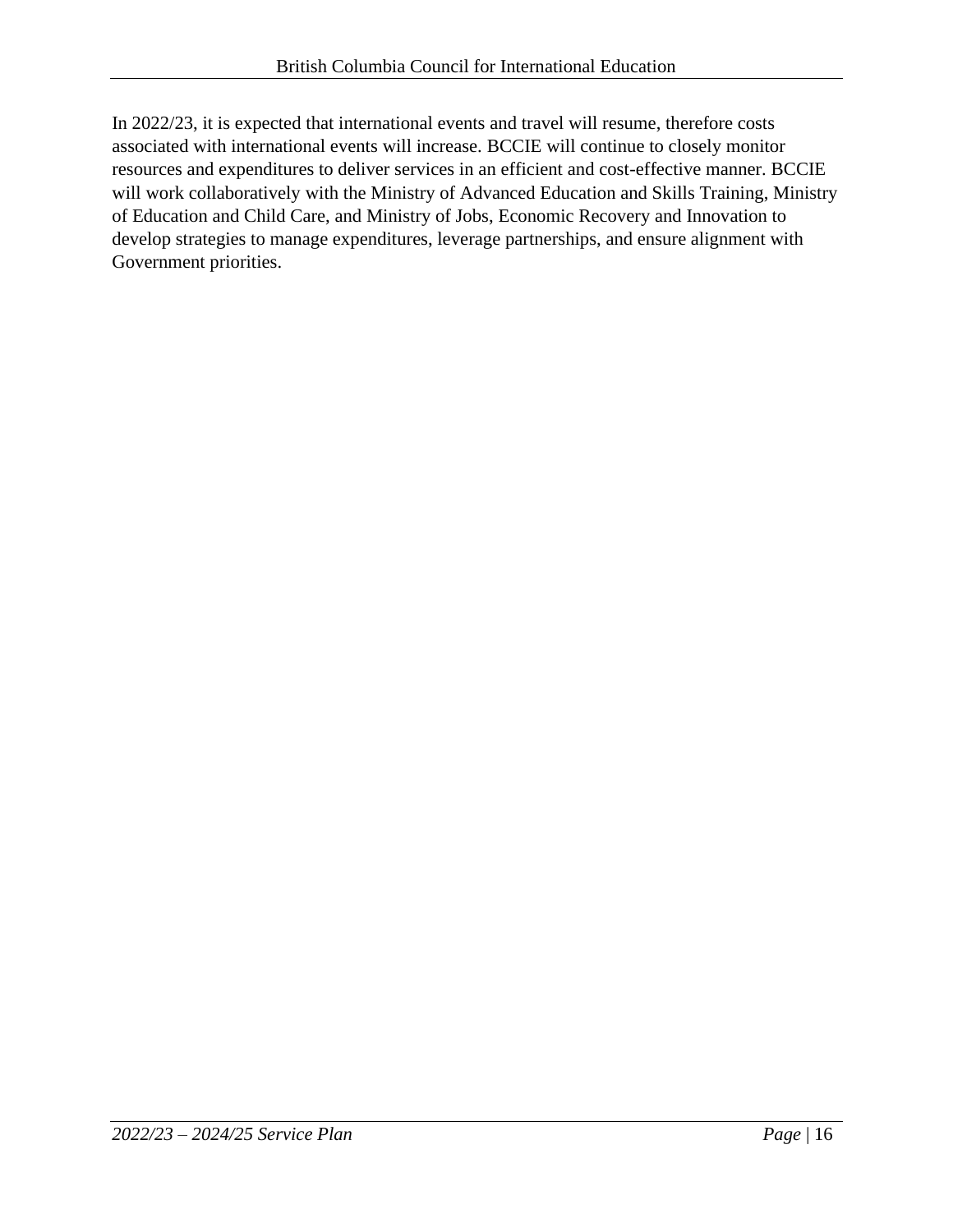In 2022/23, it is expected that international events and travel will resume, therefore costs associated with international events will increase. BCCIE will continue to closely monitor resources and expenditures to deliver services in an efficient and cost-effective manner. BCCIE will work collaboratively with the Ministry of Advanced Education and Skills Training, Ministry of Education and Child Care, and Ministry of Jobs, Economic Recovery and Innovation to develop strategies to manage expenditures, leverage partnerships, and ensure alignment with Government priorities.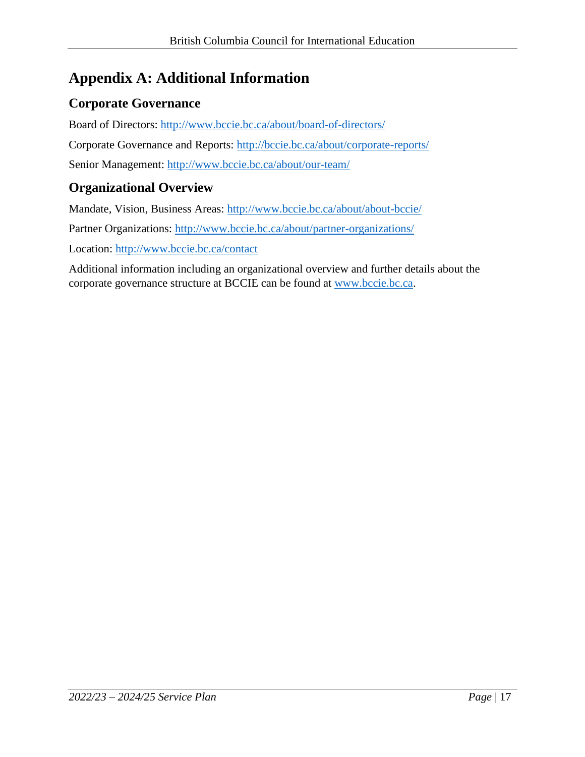# Appendix A: Additional Information

## Corporate Governance

Board of Directors: http://www.bccie.bc.ca/about/board-of-directors/

Corporate Governance and Reports: http://bccie.bc.ca/about/corporate-reports/

Senior Management: http://www.bccie.bc.ca/about/our-team/

## Organizational Overview

Mandate, Vision, Business Areas: http://www.bccie.bc.ca/about/about-bccie/

Partner Organizations: http://www.bccie.bc.ca/about/partner-organizations/

Location: http://www.bccie.bc.ca/contact

Additional information including an organizational overview and further details about the corporate governance structure at BCCIE can be found at www.bccie.bc.ca.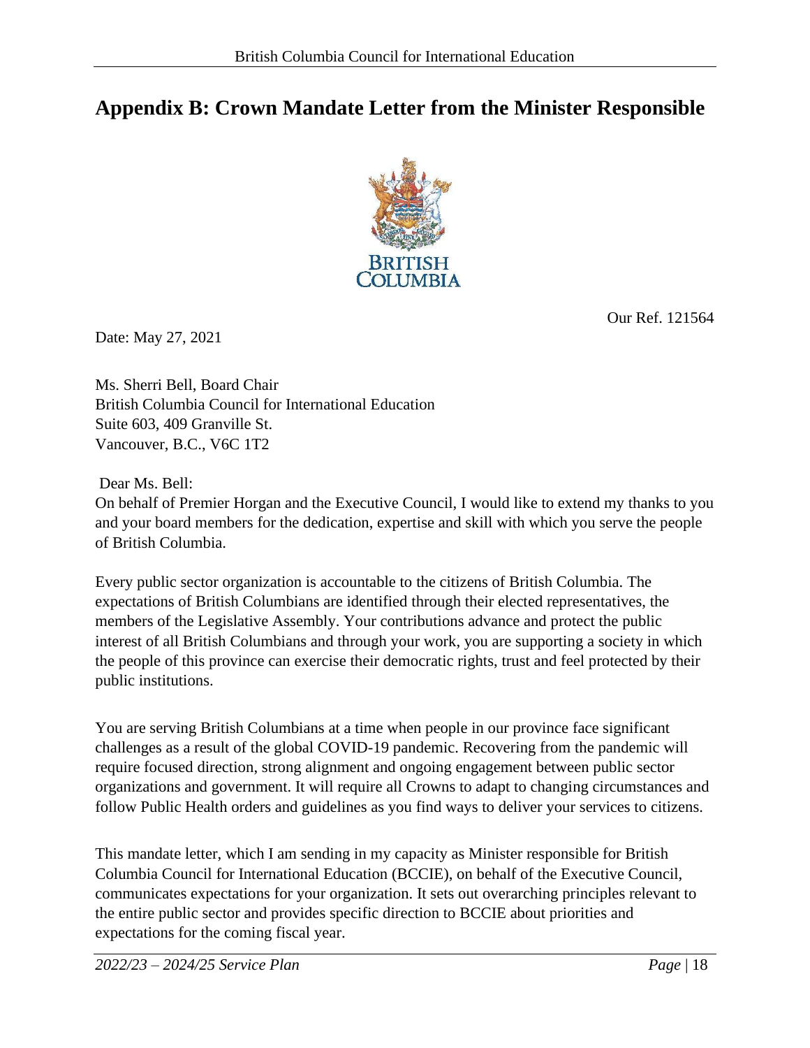# Appendix B: Crown Mandate Letter from the Minister Responsible

BRITISH COLUMBIA

Our Ref. 121564

Date: May 27, 2021

Ms. Sherri Bell, Board Chair
British Columbia Council for International Education
Suite 603, 409 Granville St.
Vancouver, B.C., V6C 1T2

Dear Ms. Bell:

On behalf of Premier Horgan and the Executive Council, I would like to extend my thanks to you and your board members for the dedication, expertise and skill with which you serve the people of British Columbia.

Every public sector organization is accountable to the citizens of British Columbia. The expectations of British Columbians are identified through their elected representatives, the members of the Legislative Assembly. Your contributions advance and protect the public interest of all British Columbians and through your work, you are supporting a society in which the people of this province can exercise their democratic rights, trust and feel protected by their public institutions.

You are serving British Columbians at a time when people in our province face significant challenges as a result of the global COVID-19 pandemic. Recovering from the pandemic will require focused direction, strong alignment and ongoing engagement between public sector organizations and government. It will require all Crowns to adapt to changing circumstances and follow Public Health orders and guidelines as you find ways to deliver your services to citizens.

This mandate letter, which I am sending in my capacity as Minister responsible for British Columbia Council for International Education (BCCIE), on behalf of the Executive Council, communicates expectations for your organization. It sets out overarching principles relevant to the entire public sector and provides specific direction to BCCIE about priorities and expectations for the coming fiscal year.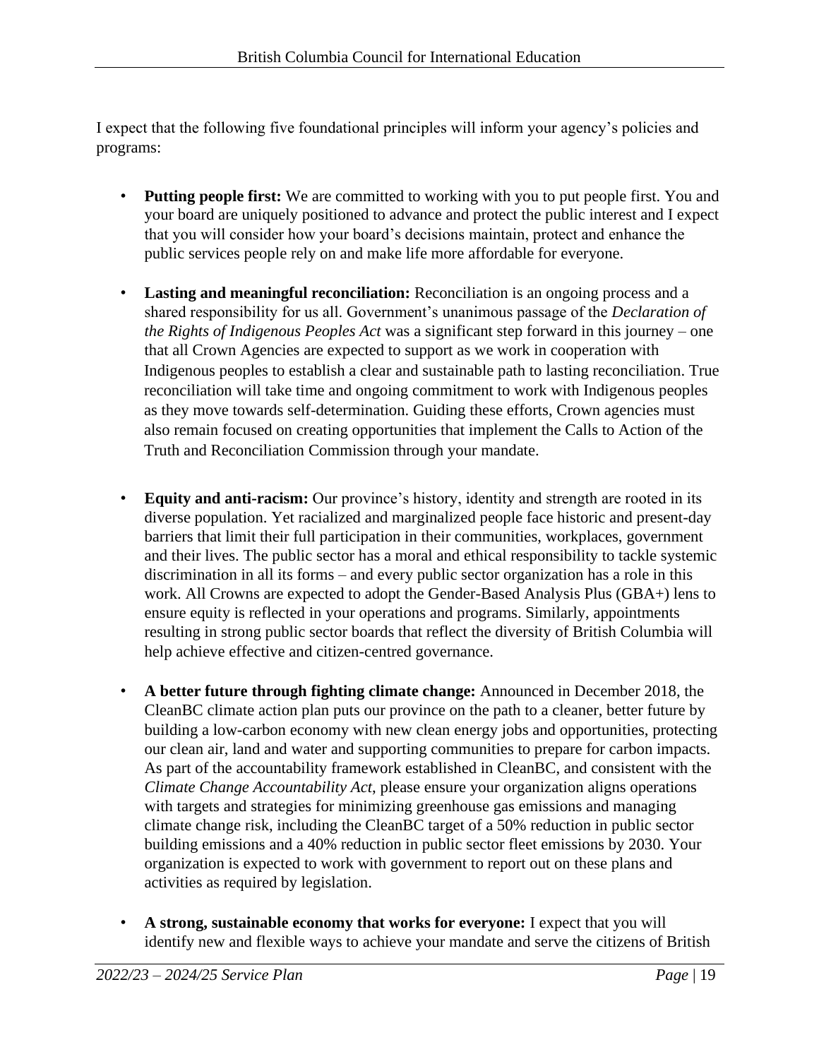I expect that the following five foundational principles will inform your agency's policies and programs:

- **Putting people first:** We are committed to working with you to put people first. You and your board are uniquely positioned to advance and protect the public interest and I expect that you will consider how your board's decisions maintain, protect and enhance the public services people rely on and make life more affordable for everyone.
- **Lasting and meaningful reconciliation:** Reconciliation is an ongoing process and a shared responsibility for us all. Government's unanimous passage of the *Declaration of the Rights of Indigenous Peoples Act* was a significant step forward in this journey – one that all Crown Agencies are expected to support as we work in cooperation with Indigenous peoples to establish a clear and sustainable path to lasting reconciliation. True reconciliation will take time and ongoing commitment to work with Indigenous peoples as they move towards self-determination. Guiding these efforts, Crown agencies must also remain focused on creating opportunities that implement the Calls to Action of the Truth and Reconciliation Commission through your mandate.
- **Equity and anti-racism:** Our province's history, identity and strength are rooted in its diverse population. Yet racialized and marginalized people face historic and present-day barriers that limit their full participation in their communities, workplaces, government and their lives. The public sector has a moral and ethical responsibility to tackle systemic discrimination in all its forms – and every public sector organization has a role in this work. All Crowns are expected to adopt the Gender-Based Analysis Plus (GBA+) lens to ensure equity is reflected in your operations and programs. Similarly, appointments resulting in strong public sector boards that reflect the diversity of British Columbia will help achieve effective and citizen-centred governance.
- **A better future through fighting climate change:** Announced in December 2018, the CleanBC climate action plan puts our province on the path to a cleaner, better future by building a low-carbon economy with new clean energy jobs and opportunities, protecting our clean air, land and water and supporting communities to prepare for carbon impacts. As part of the accountability framework established in CleanBC, and consistent with the *Climate Change Accountability Act*, please ensure your organization aligns operations with targets and strategies for minimizing greenhouse gas emissions and managing climate change risk, including the CleanBC target of a 50% reduction in public sector building emissions and a 40% reduction in public sector fleet emissions by 2030. Your organization is expected to work with government to report out on these plans and activities as required by legislation.
- **A strong, sustainable economy that works for everyone:** I expect that you will identify new and flexible ways to achieve your mandate and serve the citizens of British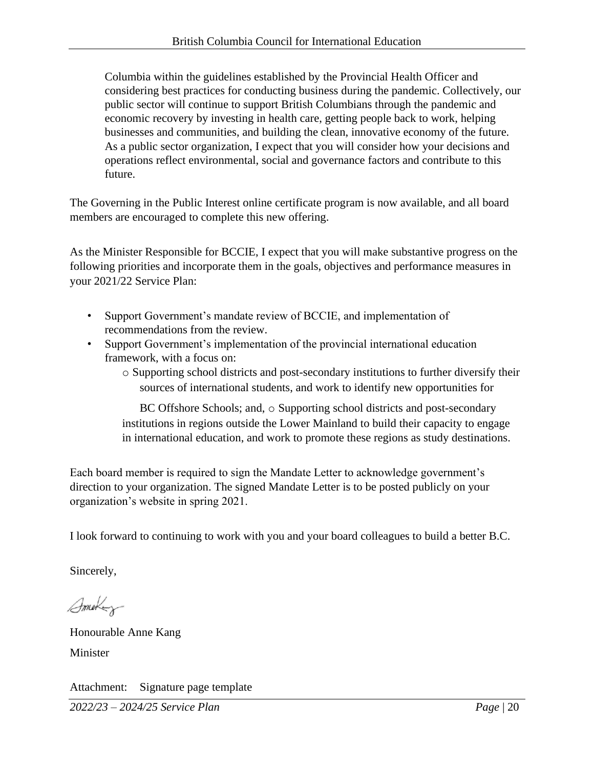Columbia within the guidelines established by the Provincial Health Officer and considering best practices for conducting business during the pandemic. Collectively, our public sector will continue to support British Columbians through the pandemic and economic recovery by investing in health care, getting people back to work, helping businesses and communities, and building the clean, innovative economy of the future. As a public sector organization, I expect that you will consider how your decisions and operations reflect environmental, social and governance factors and contribute to this future.

The Governing in the Public Interest online certificate program is now available, and all board members are encouraged to complete this new offering.

As the Minister Responsible for BCCIE, I expect that you will make substantive progress on the following priorities and incorporate them in the goals, objectives and performance measures in your 2021/22 Service Plan:

- Support Government's mandate review of BCCIE, and implementation of recommendations from the review.
- Support Government's implementation of the provincial international education framework, with a focus on:
  - Supporting school districts and post-secondary institutions to further diversify their sources of international students, and work to identify new opportunities for BC Offshore Schools; and,
  - Supporting school districts and post-secondary institutions in regions outside the Lower Mainland to build their capacity to engage in international education, and work to promote these regions as study destinations.

Each board member is required to sign the Mandate Letter to acknowledge government's direction to your organization. The signed Mandate Letter is to be posted publicly on your organization's website in spring 2021.

I look forward to continuing to work with you and your board colleagues to build a better B.C.

Sincerely,

Honourable Anne Kang
Minister

Attachment: Signature page template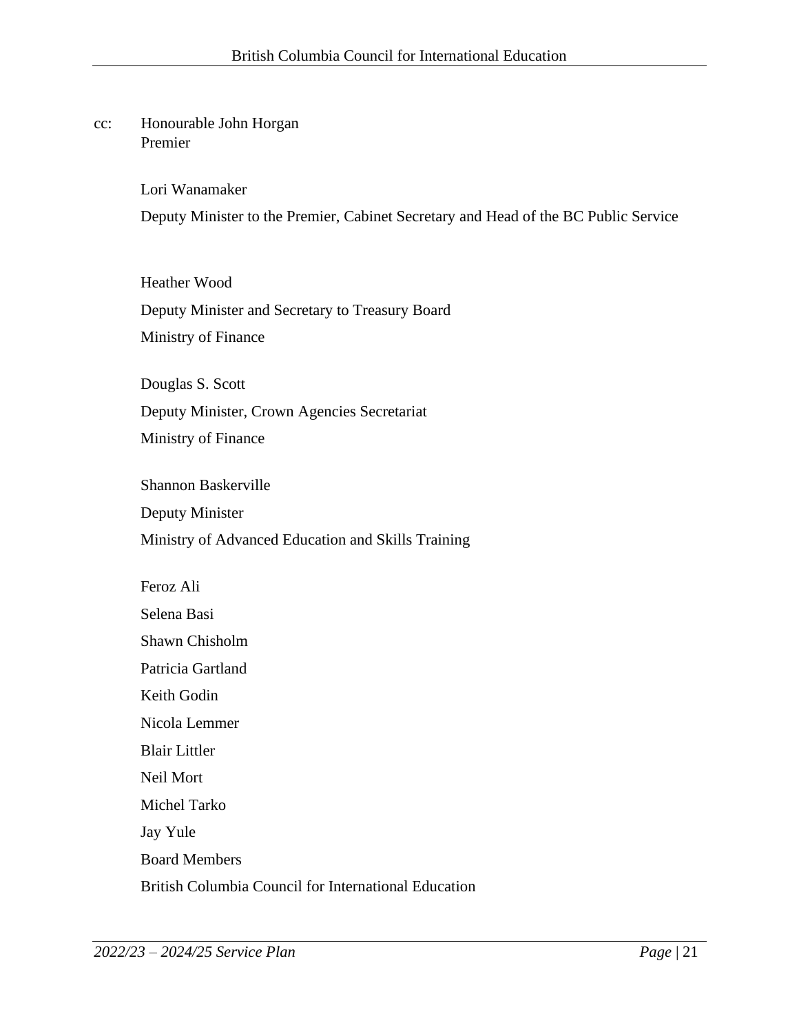cc: Honourable John Horgan
Premier

Lori Wanamaker

Deputy Minister to the Premier, Cabinet Secretary and Head of the BC Public Service

Heather Wood

Deputy Minister and Secretary to Treasury Board

Ministry of Finance

Douglas S. Scott

Deputy Minister, Crown Agencies Secretariat

Ministry of Finance

Shannon Baskerville

Deputy Minister

Ministry of Advanced Education and Skills Training

Feroz Ali

Selena Basi

Shawn Chisholm

Patricia Gartland

Keith Godin

Nicola Lemmer

Blair Littler

Neil Mort

Michel Tarko

Jay Yule

Board Members

British Columbia Council for International Education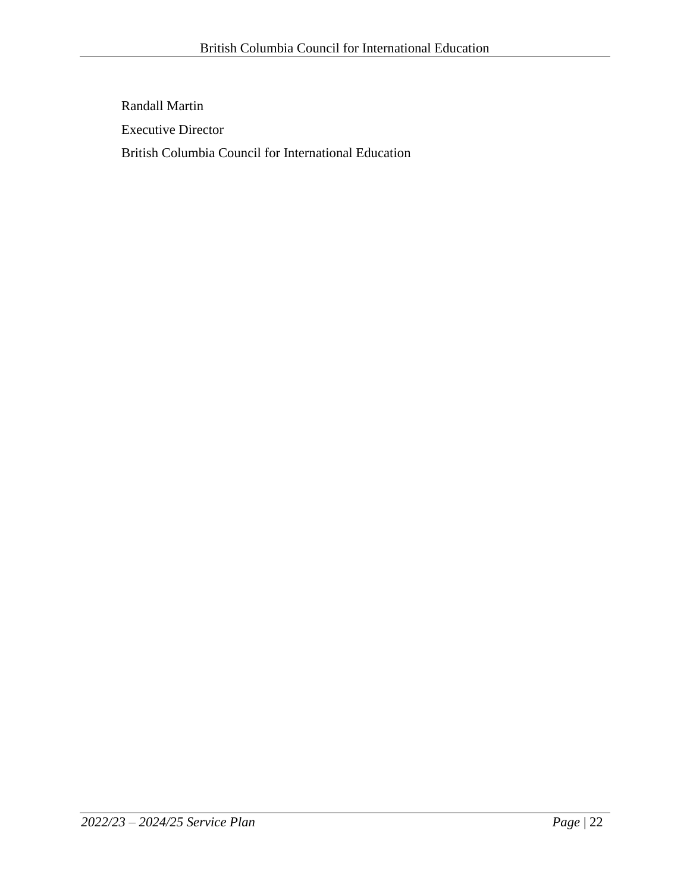Randall Martin

Executive Director

British Columbia Council for International Education